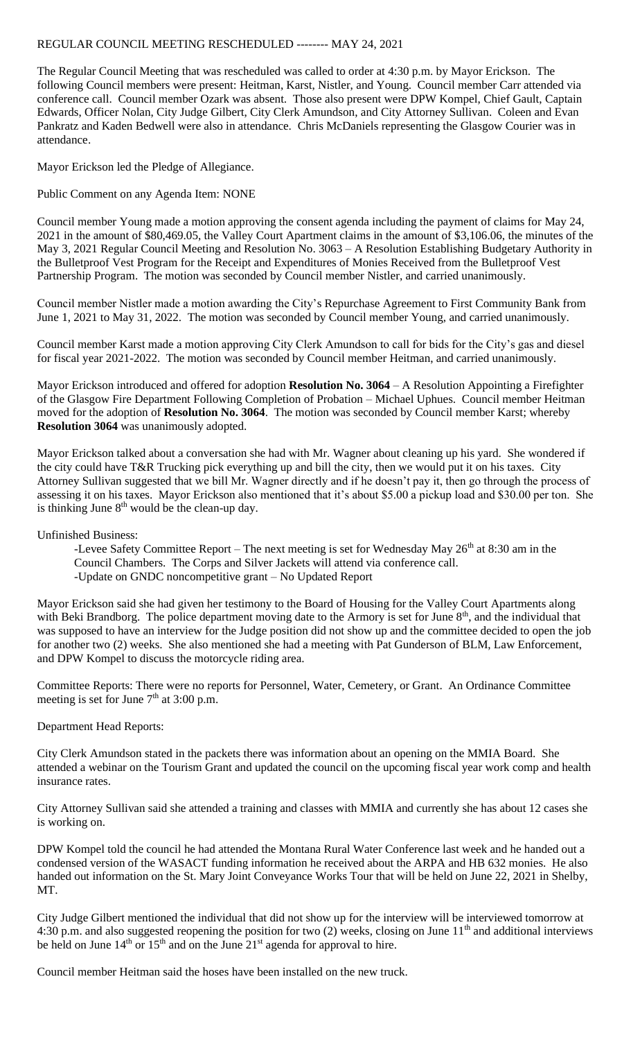REGULAR COUNCIL MEETING RESCHEDULED -------- MAY 24, 2021

The Regular Council Meeting that was rescheduled was called to order at 4:30 p.m. by Mayor Erickson. The following Council members were present: Heitman, Karst, Nistler, and Young. Council member Carr attended via conference call. Council member Ozark was absent. Those also present were DPW Kompel, Chief Gault, Captain Edwards, Officer Nolan, City Judge Gilbert, City Clerk Amundson, and City Attorney Sullivan. Coleen and Evan Pankratz and Kaden Bedwell were also in attendance. Chris McDaniels representing the Glasgow Courier was in attendance.

Mayor Erickson led the Pledge of Allegiance.

Public Comment on any Agenda Item: NONE

Council member Young made a motion approving the consent agenda including the payment of claims for May 24, 2021 in the amount of $80,469.05, the Valley Court Apartment claims in the amount of $3,106.06, the minutes of the May 3, 2021 Regular Council Meeting and Resolution No. 3063 – A Resolution Establishing Budgetary Authority in the Bulletproof Vest Program for the Receipt and Expenditures of Monies Received from the Bulletproof Vest Partnership Program. The motion was seconded by Council member Nistler, and carried unanimously.

Council member Nistler made a motion awarding the City's Repurchase Agreement to First Community Bank from June 1, 2021 to May 31, 2022. The motion was seconded by Council member Young, and carried unanimously.

Council member Karst made a motion approving City Clerk Amundson to call for bids for the City's gas and diesel for fiscal year 2021-2022. The motion was seconded by Council member Heitman, and carried unanimously.

Mayor Erickson introduced and offered for adoption **Resolution No. 3064** – A Resolution Appointing a Firefighter of the Glasgow Fire Department Following Completion of Probation – Michael Uphues. Council member Heitman moved for the adoption of **Resolution No. 3064**. The motion was seconded by Council member Karst; whereby **Resolution 3064** was unanimously adopted.

Mayor Erickson talked about a conversation she had with Mr. Wagner about cleaning up his yard. She wondered if the city could have T&R Trucking pick everything up and bill the city, then we would put it on his taxes. City Attorney Sullivan suggested that we bill Mr. Wagner directly and if he doesn't pay it, then go through the process of assessing it on his taxes. Mayor Erickson also mentioned that it's about $5.00 a pickup load and $30.00 per ton. She is thinking June 8th day would be the clean-up day.

Unfinished Business:

-Levee Safety Committee Report – The next meeting is set for Wednesday May 26th at 8:30 am in the Council Chambers. The Corps and Silver Jackets will attend via conference call.
-Update on GNDC noncompetitive grant – No Updated Report

Mayor Erickson said she had given her testimony to the Board of Housing for the Valley Court Apartments along with Beki Brandborg. The police department moving date to the Armory is set for June 8th, and the individual that was supposed to have an interview for the Judge position did not show up and the committee decided to open the job for another two (2) weeks. She also mentioned she had a meeting with Pat Gunderson of BLM, Law Enforcement, and DPW Kompel to discuss the motorcycle riding area.

Committee Reports: There were no reports for Personnel, Water, Cemetery, or Grant. An Ordinance Committee meeting is set for June 7th at 3:00 p.m.

Department Head Reports:

City Clerk Amundson stated in the packets there was information about an opening on the MMIA Board. She attended a webinar on the Tourism Grant and updated the council on the upcoming fiscal year work comp and health insurance rates.

City Attorney Sullivan said she attended a training and classes with MMIA and currently she has about 12 cases she is working on.

DPW Kompel told the council he had attended the Montana Rural Water Conference last week and he handed out a condensed version of the WASACT funding information he received about the ARPA and HB 632 monies. He also handed out information on the St. Mary Joint Conveyance Works Tour that will be held on June 22, 2021 in Shelby, MT.

City Judge Gilbert mentioned the individual that did not show up for the interview will be interviewed tomorrow at 4:30 p.m. and also suggested reopening the position for two (2) weeks, closing on June 11th and additional interviews be held on June 14th or 15th and on the June 21st agenda for approval to hire.

Council member Heitman said the hoses have been installed on the new truck.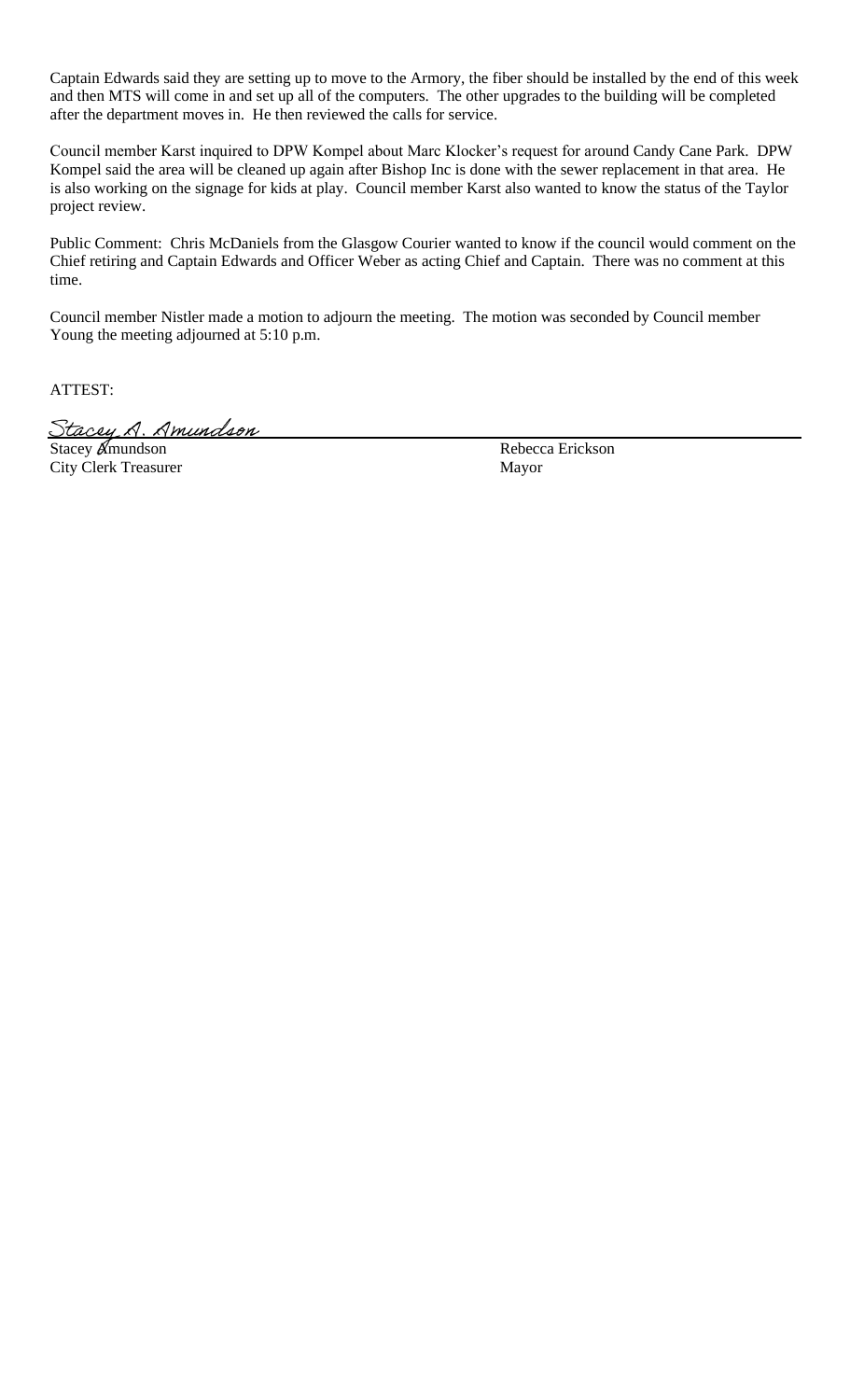Captain Edwards said they are setting up to move to the Armory, the fiber should be installed by the end of this week and then MTS will come in and set up all of the computers. The other upgrades to the building will be completed after the department moves in. He then reviewed the calls for service.

Council member Karst inquired to DPW Kompel about Marc Klocker's request for around Candy Cane Park. DPW Kompel said the area will be cleaned up again after Bishop Inc is done with the sewer replacement in that area. He is also working on the signage for kids at play. Council member Karst also wanted to know the status of the Taylor project review.

Public Comment: Chris McDaniels from the Glasgow Courier wanted to know if the council would comment on the Chief retiring and Captain Edwards and Officer Weber as acting Chief and Captain. There was no comment at this time.

Council member Nistler made a motion to adjourn the meeting. The motion was seconded by Council member Young the meeting adjourned at 5:10 p.m.

ATTEST:

Stacey A. Amundson

Stacey Amundson
City Clerk Treasurer

Rebecca Erickson
Mayor